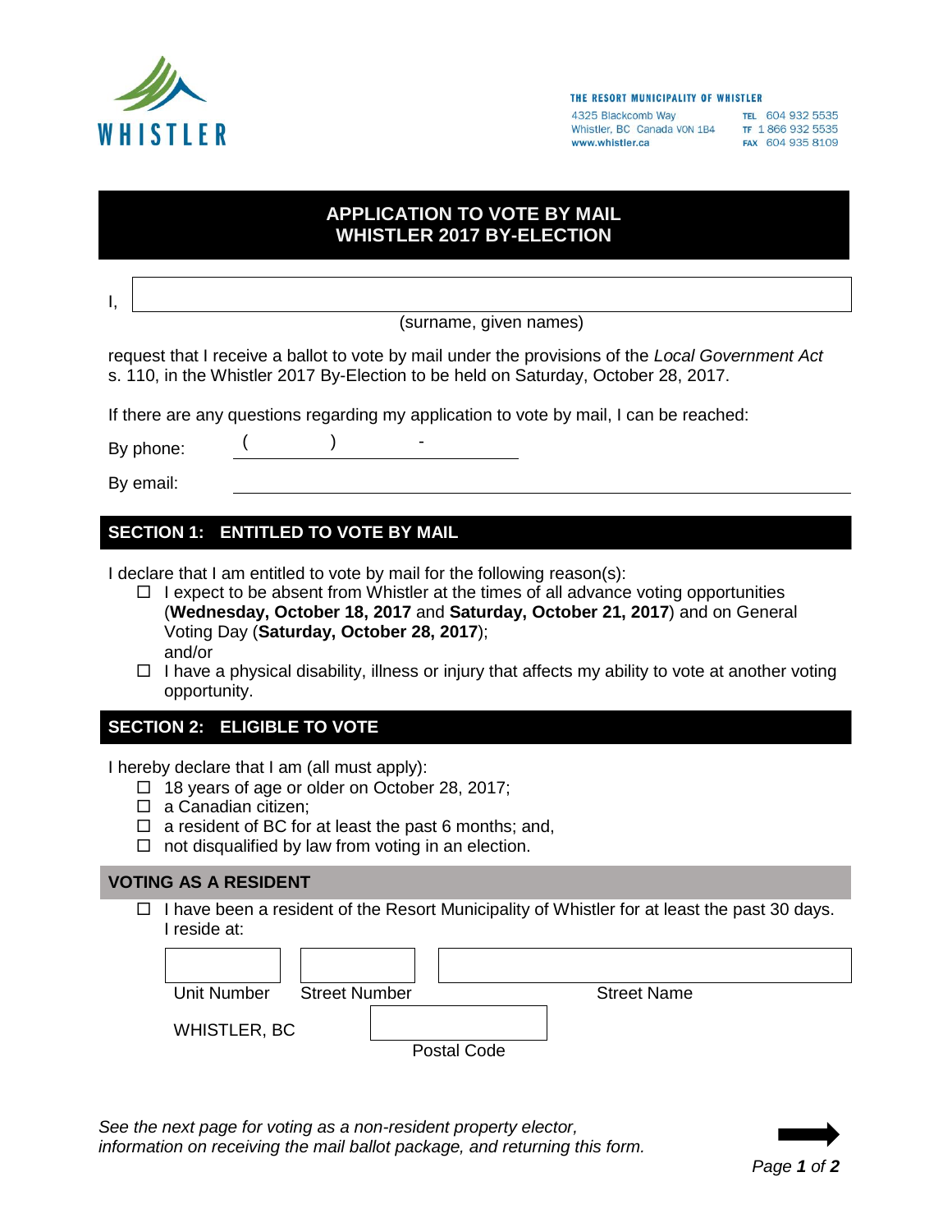**WHISTLER**

**THE RESORT MUNICIPALITY OF WHISTLER**
4325 Blackcomb Way
Whistler, BC Canada V0N 1B4
www.whistler.ca

TEL 604 932 5535
TF 1 866 932 5535
FAX 604 935 8109

# APPLICATION TO VOTE BY MAIL
# WHISTLER 2017 BY-ELECTION

I, ______________________________
(surname, given names)

request that I receive a ballot to vote by mail under the provisions of the *Local Government Act* s. 110, in the Whistler 2017 By-Election to be held on Saturday, October 28, 2017.

If there are any questions regarding my application to vote by mail, I can be reached:

By phone: (        )          -

By email: ______________________________

## SECTION 1: ENTITLED TO VOTE BY MAIL

I declare that I am entitled to vote by mail for the following reason(s):

- ☐ I expect to be absent from Whistler at the times of all advance voting opportunities (**Wednesday, October 18, 2017** and **Saturday, October 21, 2017**) and on General Voting Day (**Saturday, October 28, 2017**);
  and/or
- ☐ I have a physical disability, illness or injury that affects my ability to vote at another voting opportunity.

## SECTION 2: ELIGIBLE TO VOTE

I hereby declare that I am (all must apply):

- ☐ 18 years of age or older on October 28, 2017;
- ☐ a Canadian citizen;
- ☐ a resident of BC for at least the past 6 months; and,
- ☐ not disqualified by law from voting in an election.

### VOTING AS A RESIDENT

- ☐ I have been a resident of the Resort Municipality of Whistler for at least the past 30 days. I reside at:

| Unit Number | Street Number | Street Name |
|---|---|---|
| | | |

WHISTLER, BC ____________
Postal Code

*See the next page for voting as a non-resident property elector, information on receiving the mail ballot package, and returning this form.*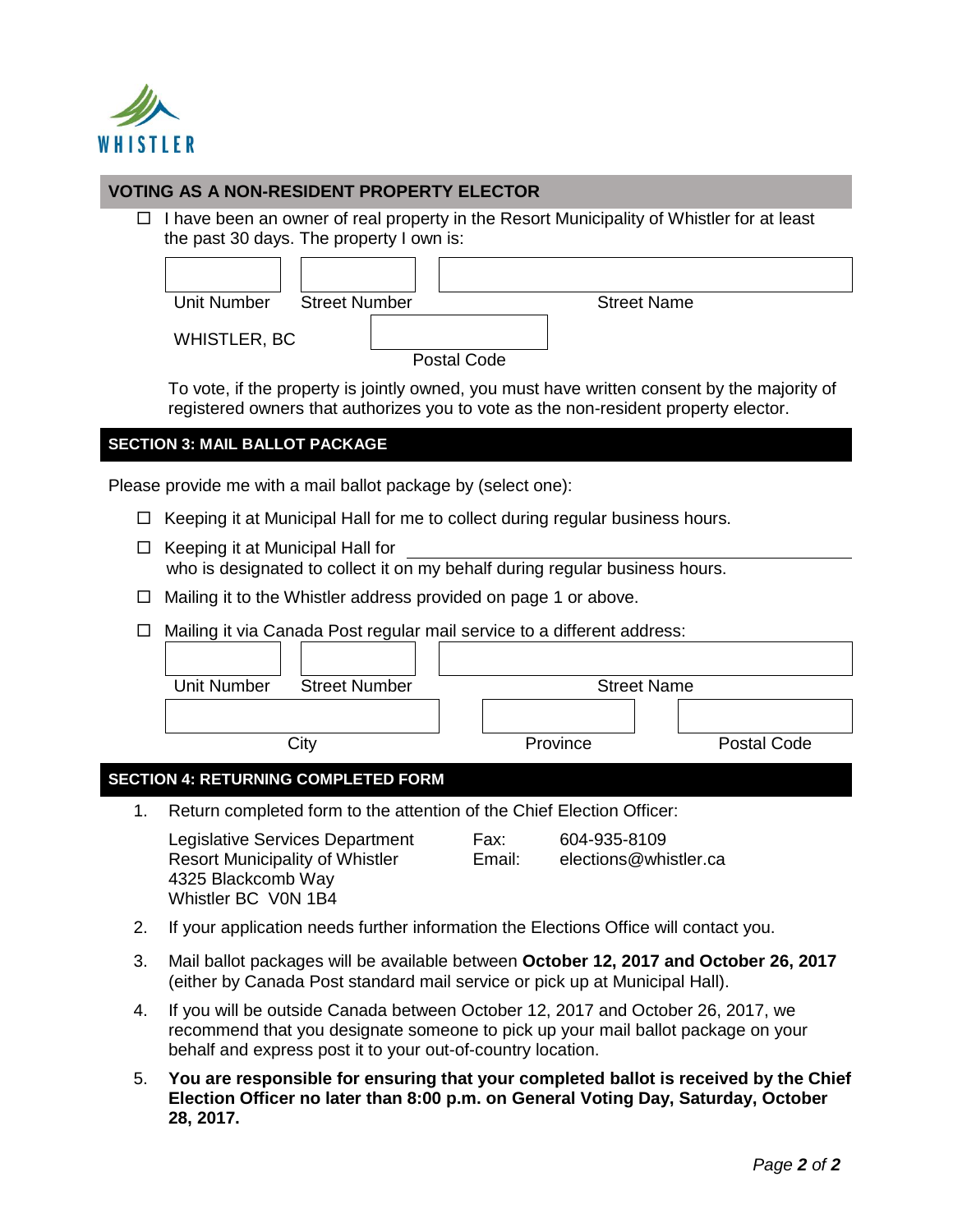WHISTLER

## VOTING AS A NON-RESIDENT PROPERTY ELECTOR

☐ I have been an owner of real property in the Resort Municipality of Whistler for at least the past 30 days. The property I own is:

| Unit Number | Street Number | Street Name |
| --- | --- | --- |
| | | |

WHISTLER, BC

| Postal Code |
| --- |
| |

To vote, if the property is jointly owned, you must have written consent by the majority of registered owners that authorizes you to vote as the non-resident property elector.

## SECTION 3: MAIL BALLOT PACKAGE

Please provide me with a mail ballot package by (select one):

☐ Keeping it at Municipal Hall for me to collect during regular business hours.

☐ Keeping it at Municipal Hall for ______________________________ who is designated to collect it on my behalf during regular business hours.

☐ Mailing it to the Whistler address provided on page 1 or above.

☐ Mailing it via Canada Post regular mail service to a different address:

| Unit Number | Street Number | Street Name |
| --- | --- | --- |
| | | |

| City | Province | Postal Code |
| --- | --- | --- |
| | | |

## SECTION 4: RETURNING COMPLETED FORM

1. Return completed form to the attention of the Chief Election Officer:

   Legislative Services Department
   Resort Municipality of Whistler
   4325 Blackcomb Way
   Whistler BC V0N 1B4

   Fax: 604-935-8109
   Email: elections@whistler.ca

2. If your application needs further information the Elections Office will contact you.
3. Mail ballot packages will be available between **October 12, 2017 and October 26, 2017** (either by Canada Post standard mail service or pick up at Municipal Hall).
4. If you will be outside Canada between October 12, 2017 and October 26, 2017, we recommend that you designate someone to pick up your mail ballot package on your behalf and express post it to your out-of-country location.
5. **You are responsible for ensuring that your completed ballot is received by the Chief Election Officer no later than 8:00 p.m. on General Voting Day, Saturday, October 28, 2017.**